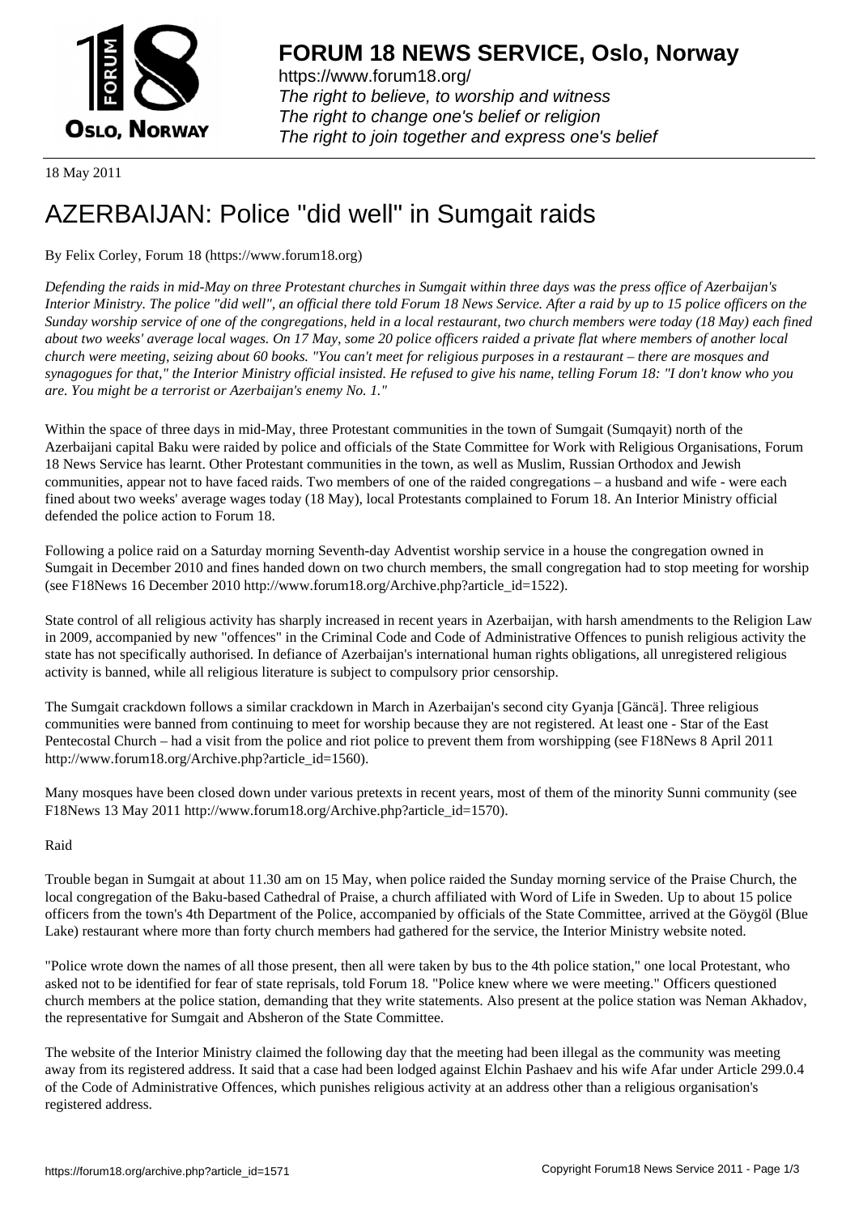# FORUM 18 NEWS SERVICE, Oslo, Norway

https://www.forum18.org/
*The right to believe, to worship and witness*
*The right to change one's belief or religion*
*The right to join together and express one's belief*

18 May 2011

# AZERBAIJAN: Police "did well" in Sumgait raids

By Felix Corley, Forum 18 (https://www.forum18.org)

*Defending the raids in mid-May on three Protestant churches in Sumgait within three days was the press office of Azerbaijan's Interior Ministry. The police "did well", an official there told Forum 18 News Service. After a raid by up to 15 police officers on the Sunday worship service of one of the congregations, held in a local restaurant, two church members were today (18 May) each fined about two weeks' average local wages. On 17 May, some 20 police officers raided a private flat where members of another local church were meeting, seizing about 60 books. "You can't meet for religious purposes in a restaurant – there are mosques and synagogues for that," the Interior Ministry official insisted. He refused to give his name, telling Forum 18: "I don't know who you are. You might be a terrorist or Azerbaijan's enemy No. 1."*

Within the space of three days in mid-May, three Protestant communities in the town of Sumgait (Sumqayit) north of the Azerbaijani capital Baku were raided by police and officials of the State Committee for Work with Religious Organisations, Forum 18 News Service has learnt. Other Protestant communities in the town, as well as Muslim, Russian Orthodox and Jewish communities, appear not to have faced raids. Two members of one of the raided congregations – a husband and wife - were each fined about two weeks' average wages today (18 May), local Protestants complained to Forum 18. An Interior Ministry official defended the police action to Forum 18.

Following a police raid on a Saturday morning Seventh-day Adventist worship service in a house the congregation owned in Sumgait in December 2010 and fines handed down on two church members, the small congregation had to stop meeting for worship (see F18News 16 December 2010 http://www.forum18.org/Archive.php?article_id=1522).

State control of all religious activity has sharply increased in recent years in Azerbaijan, with harsh amendments to the Religion Law in 2009, accompanied by new "offences" in the Criminal Code and Code of Administrative Offences to punish religious activity the state has not specifically authorised. In defiance of Azerbaijan's international human rights obligations, all unregistered religious activity is banned, while all religious literature is subject to compulsory prior censorship.

The Sumgait crackdown follows a similar crackdown in March in Azerbaijan's second city Gyanja [Gäncä]. Three religious communities were banned from continuing to meet for worship because they are not registered. At least one - Star of the East Pentecostal Church – had a visit from the police and riot police to prevent them from worshipping (see F18News 8 April 2011 http://www.forum18.org/Archive.php?article_id=1560).

Many mosques have been closed down under various pretexts in recent years, most of them of the minority Sunni community (see F18News 13 May 2011 http://www.forum18.org/Archive.php?article_id=1570).

## Raid

Trouble began in Sumgait at about 11.30 am on 15 May, when police raided the Sunday morning service of the Praise Church, the local congregation of the Baku-based Cathedral of Praise, a church affiliated with Word of Life in Sweden. Up to about 15 police officers from the town's 4th Department of the Police, accompanied by officials of the State Committee, arrived at the Göygöl (Blue Lake) restaurant where more than forty church members had gathered for the service, the Interior Ministry website noted.

"Police wrote down the names of all those present, then all were taken by bus to the 4th police station," one local Protestant, who asked not to be identified for fear of state reprisals, told Forum 18. "Police knew where we were meeting." Officers questioned church members at the police station, demanding that they write statements. Also present at the police station was Neman Akhadov, the representative for Sumgait and Absheron of the State Committee.

The website of the Interior Ministry claimed the following day that the meeting had been illegal as the community was meeting away from its registered address. It said that a case had been lodged against Elchin Pashaev and his wife Afar under Article 299.0.4 of the Code of Administrative Offences, which punishes religious activity at an address other than a religious organisation's registered address.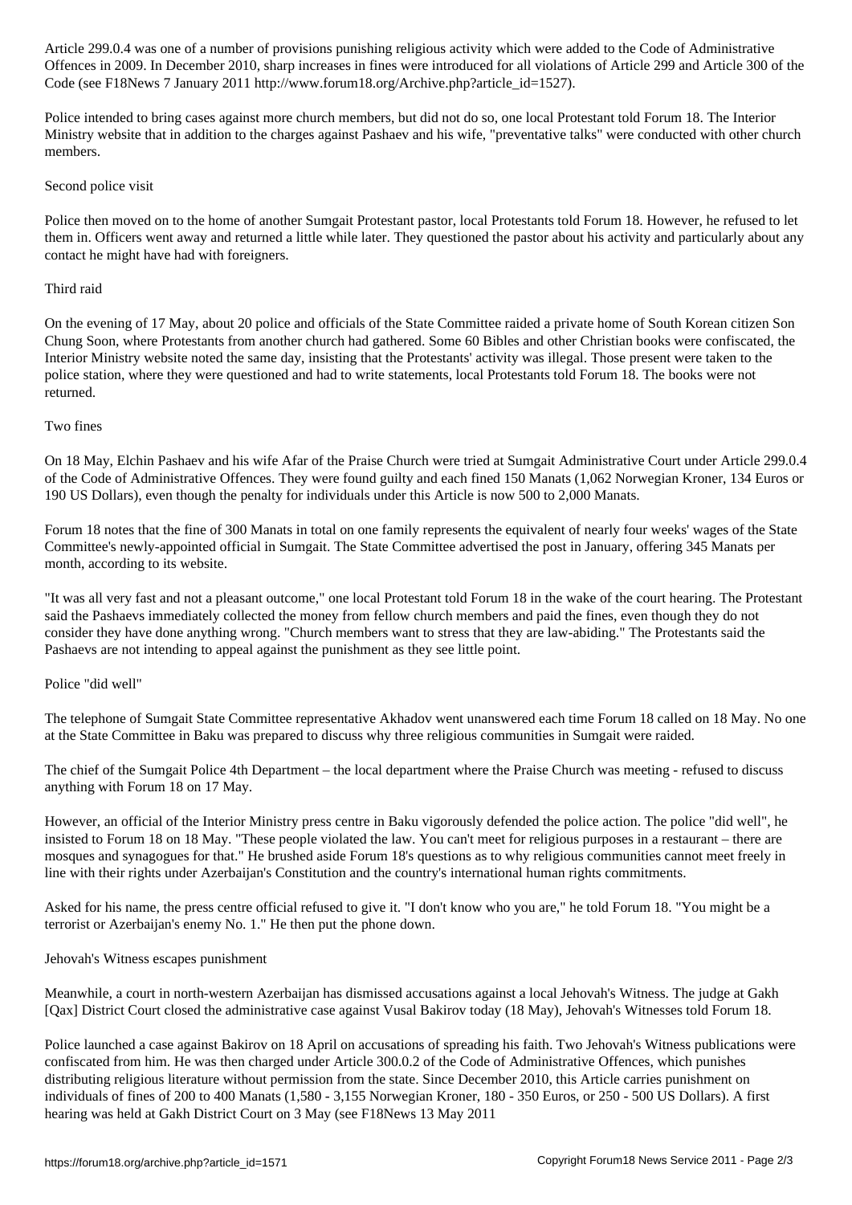Article 299.0.4 was one of a number of provisions punishing religious activity which were added to the Code of Administrative Offences in 2009. In December 2010, sharp increases in fines were introduced for all violations of Article 299 and Article 300 of the Code (see F18News 7 January 2011 http://www.forum18.org/Archive.php?article_id=1527).

Police intended to bring cases against more church members, but did not do so, one local Protestant told Forum 18. The Interior Ministry website that in addition to the charges against Pashaev and his wife, "preventative talks" were conducted with other church members.

## Second police visit

Police then moved on to the home of another Sumgait Protestant pastor, local Protestants told Forum 18. However, he refused to let them in. Officers went away and returned a little while later. They questioned the pastor about his activity and particularly about any contact he might have had with foreigners.

## Third raid

On the evening of 17 May, about 20 police and officials of the State Committee raided a private home of South Korean citizen Son Chung Soon, where Protestants from another church had gathered. Some 60 Bibles and other Christian books were confiscated, the Interior Ministry website noted the same day, insisting that the Protestants' activity was illegal. Those present were taken to the police station, where they were questioned and had to write statements, local Protestants told Forum 18. The books were not returned.

## Two fines

On 18 May, Elchin Pashaev and his wife Afar of the Praise Church were tried at Sumgait Administrative Court under Article 299.0.4 of the Code of Administrative Offences. They were found guilty and each fined 150 Manats (1,062 Norwegian Kroner, 134 Euros or 190 US Dollars), even though the penalty for individuals under this Article is now 500 to 2,000 Manats.

Forum 18 notes that the fine of 300 Manats in total on one family represents the equivalent of nearly four weeks' wages of the State Committee's newly-appointed official in Sumgait. The State Committee advertised the post in January, offering 345 Manats per month, according to its website.

"It was all very fast and not a pleasant outcome," one local Protestant told Forum 18 in the wake of the court hearing. The Protestant said the Pashaevs immediately collected the money from fellow church members and paid the fines, even though they do not consider they have done anything wrong. "Church members want to stress that they are law-abiding." The Protestants said the Pashaevs are not intending to appeal against the punishment as they see little point.

## Police "did well"

The telephone of Sumgait State Committee representative Akhadov went unanswered each time Forum 18 called on 18 May. No one at the State Committee in Baku was prepared to discuss why three religious communities in Sumgait were raided.

The chief of the Sumgait Police 4th Department – the local department where the Praise Church was meeting - refused to discuss anything with Forum 18 on 17 May.

However, an official of the Interior Ministry press centre in Baku vigorously defended the police action. The police "did well", he insisted to Forum 18 on 18 May. "These people violated the law. You can't meet for religious purposes in a restaurant – there are mosques and synagogues for that." He brushed aside Forum 18's questions as to why religious communities cannot meet freely in line with their rights under Azerbaijan's Constitution and the country's international human rights commitments.

Asked for his name, the press centre official refused to give it. "I don't know who you are," he told Forum 18. "You might be a terrorist or Azerbaijan's enemy No. 1." He then put the phone down.

## Jehovah's Witness escapes punishment

Meanwhile, a court in north-western Azerbaijan has dismissed accusations against a local Jehovah's Witness. The judge at Gakh [Qax] District Court closed the administrative case against Vusal Bakirov today (18 May), Jehovah's Witnesses told Forum 18.

Police launched a case against Bakirov on 18 April on accusations of spreading his faith. Two Jehovah's Witness publications were confiscated from him. He was then charged under Article 300.0.2 of the Code of Administrative Offences, which punishes distributing religious literature without permission from the state. Since December 2010, this Article carries punishment on individuals of fines of 200 to 400 Manats (1,580 - 3,155 Norwegian Kroner, 180 - 350 Euros, or 250 - 500 US Dollars). A first hearing was held at Gakh District Court on 3 May (see F18News 13 May 2011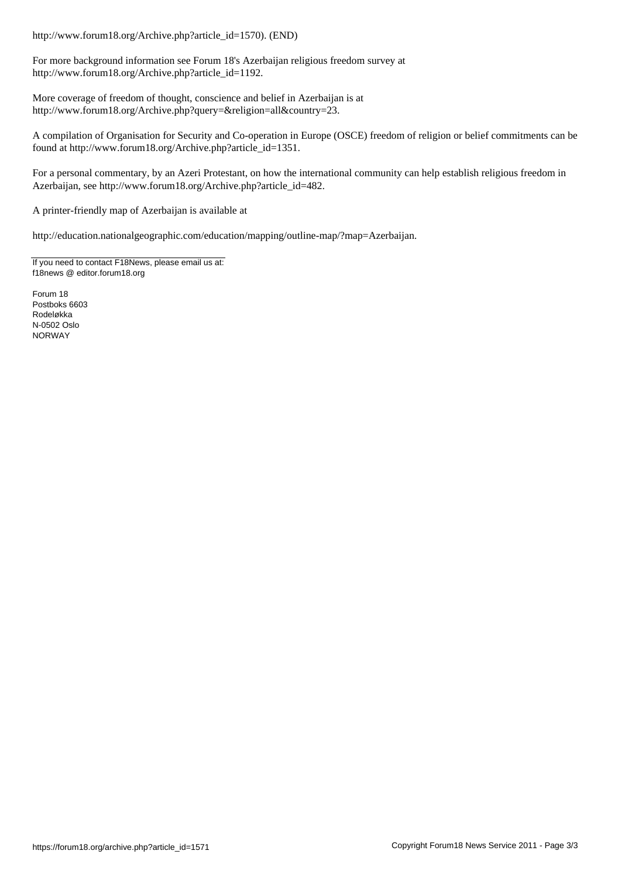http://www.forum18.org/Archive.php?article_id=1570). (END)

For more background information see Forum 18's Azerbaijan religious freedom survey at http://www.forum18.org/Archive.php?article_id=1192.

More coverage of freedom of thought, conscience and belief in Azerbaijan is at http://www.forum18.org/Archive.php?query=&religion=all&country=23.

A compilation of Organisation for Security and Co-operation in Europe (OSCE) freedom of religion or belief commitments can be found at http://www.forum18.org/Archive.php?article_id=1351.

For a personal commentary, by an Azeri Protestant, on how the international community can help establish religious freedom in Azerbaijan, see http://www.forum18.org/Archive.php?article_id=482.

A printer-friendly map of Azerbaijan is available at

http://education.nationalgeographic.com/education/mapping/outline-map/?map=Azerbaijan.

---

If you need to contact F18News, please email us at:
f18news @ editor.forum18.org

Forum 18
Postboks 6603
Rodeløkka
N-0502 Oslo
NORWAY